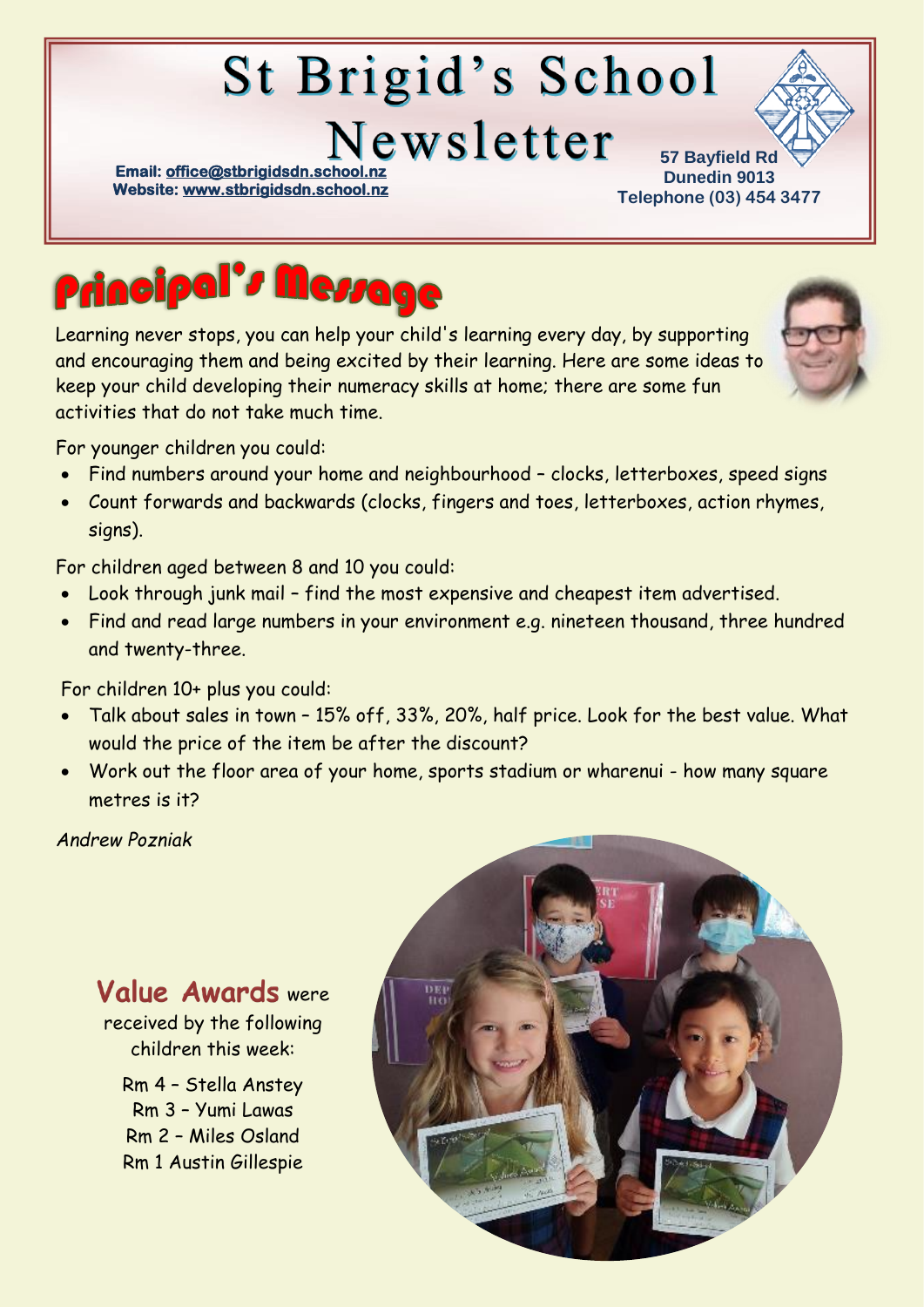# St Brigid's School Newsletter

**Email: office@stbrigidsdn.school.nz**
**Website: www.stbrigidsdn.school.nz**

**57 Bayfield Rd**
**Dunedin 9013**
**Telephone (03) 454 3477**

## Principal's Message

Learning never stops, you can help your child's learning every day, by supporting and encouraging them and being excited by their learning. Here are some ideas to keep your child developing their numeracy skills at home; there are some fun activities that do not take much time.

For younger children you could:

- Find numbers around your home and neighbourhood – clocks, letterboxes, speed signs
- Count forwards and backwards (clocks, fingers and toes, letterboxes, action rhymes, signs).

For children aged between 8 and 10 you could:

- Look through junk mail – find the most expensive and cheapest item advertised.
- Find and read large numbers in your environment e.g. nineteen thousand, three hundred and twenty-three.

For children 10+ plus you could:

- Talk about sales in town – 15% off, 33%, 20%, half price. Look for the best value. What would the price of the item be after the discount?
- Work out the floor area of your home, sports stadium or wharenui - how many square metres is it?

*Andrew Pozniak*

**Value Awards** were received by the following children this week:

Rm 4 – Stella Anstey
Rm 3 – Yumi Lawas
Rm 2 – Miles Osland
Rm 1 Austin Gillespie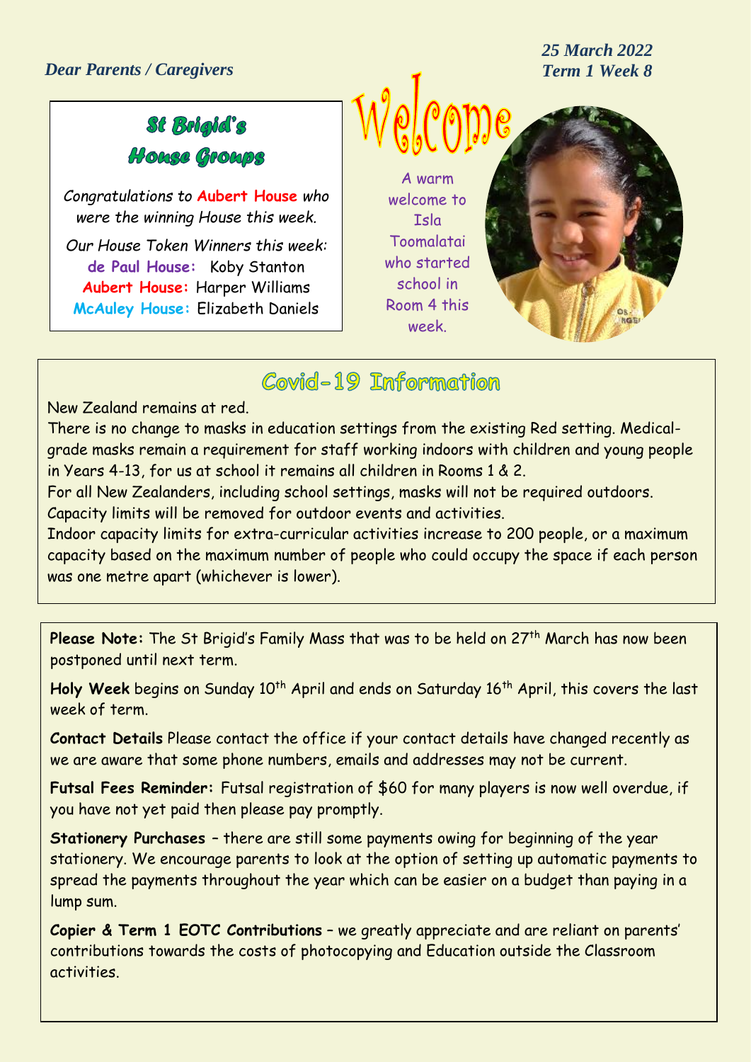*Dear Parents / Caregivers*

***25 March 2022***
***Term 1 Week 8***

## St Brigid's House Groups

*Congratulations to* **Aubert House** *who were the winning House this week.*

*Our House Token Winners this week:*

**de Paul House:** Koby Stanton
**Aubert House:** Harper Williams
**McAuley House:** Elizabeth Daniels

## Welcome

A warm welcome to Isla Toomalatai who started school in Room 4 this week.

## Covid-19 Information

New Zealand remains at red.

There is no change to masks in education settings from the existing Red setting. Medical-grade masks remain a requirement for staff working indoors with children and young people in Years 4-13, for us at school it remains all children in Rooms 1 & 2.

For all New Zealanders, including school settings, masks will not be required outdoors.

Capacity limits will be removed for outdoor events and activities.

Indoor capacity limits for extra-curricular activities increase to 200 people, or a maximum capacity based on the maximum number of people who could occupy the space if each person was one metre apart (whichever is lower).

**Please Note:** The St Brigid's Family Mass that was to be held on 27th March has now been postponed until next term.

**Holy Week** begins on Sunday 10th April and ends on Saturday 16th April, this covers the last week of term.

**Contact Details** Please contact the office if your contact details have changed recently as we are aware that some phone numbers, emails and addresses may not be current.

**Futsal Fees Reminder:** Futsal registration of $60 for many players is now well overdue, if you have not yet paid then please pay promptly.

**Stationery Purchases** – there are still some payments owing for beginning of the year stationery. We encourage parents to look at the option of setting up automatic payments to spread the payments throughout the year which can be easier on a budget than paying in a lump sum.

**Copier & Term 1 EOTC Contributions** – we greatly appreciate and are reliant on parents' contributions towards the costs of photocopying and Education outside the Classroom activities.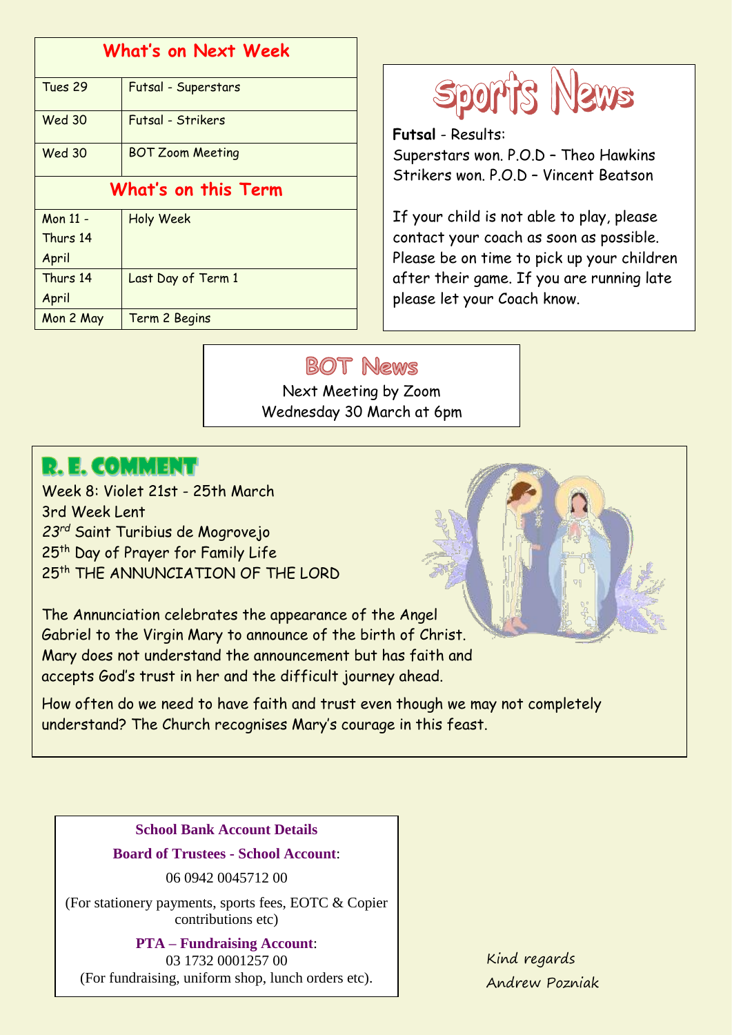| What's on Next Week | |
|---|---|
| Tues 29 | Futsal - Superstars |
| Wed 30 | Futsal - Strikers |
| Wed 30 | BOT Zoom Meeting |
| **What's on this Term** | |
| Mon 11 - Thurs 14 April | Holy Week |
| Thurs 14 April | Last Day of Term 1 |
| Mon 2 May | Term 2 Begins |

## Sports News

**Futsal** - Results:
Superstars won. P.O.D – Theo Hawkins
Strikers won. P.O.D – Vincent Beatson

If your child is not able to play, please contact your coach as soon as possible. Please be on time to pick up your children after their game. If you are running late please let your Coach know.

## BOT News

Next Meeting by Zoom
Wednesday 30 March at 6pm

## R. E. COMMENT

Week 8: Violet 21st - 25th March
3rd Week Lent
*23rd* Saint Turibius de Mogrovejo
25th Day of Prayer for Family Life
25th THE ANNUNCIATION OF THE LORD

The Annunciation celebrates the appearance of the Angel Gabriel to the Virgin Mary to announce of the birth of Christ. Mary does not understand the announcement but has faith and accepts God's trust in her and the difficult journey ahead.

How often do we need to have faith and trust even though we may not completely understand? The Church recognises Mary's courage in this feast.

**School Bank Account Details**

**Board of Trustees - School Account**:
06 0942 0045712 00
(For stationery payments, sports fees, EOTC & Copier contributions etc)

**PTA – Fundraising Account**:
03 1732 0001257 00
(For fundraising, uniform shop, lunch orders etc).

Kind regards
Andrew Pozniak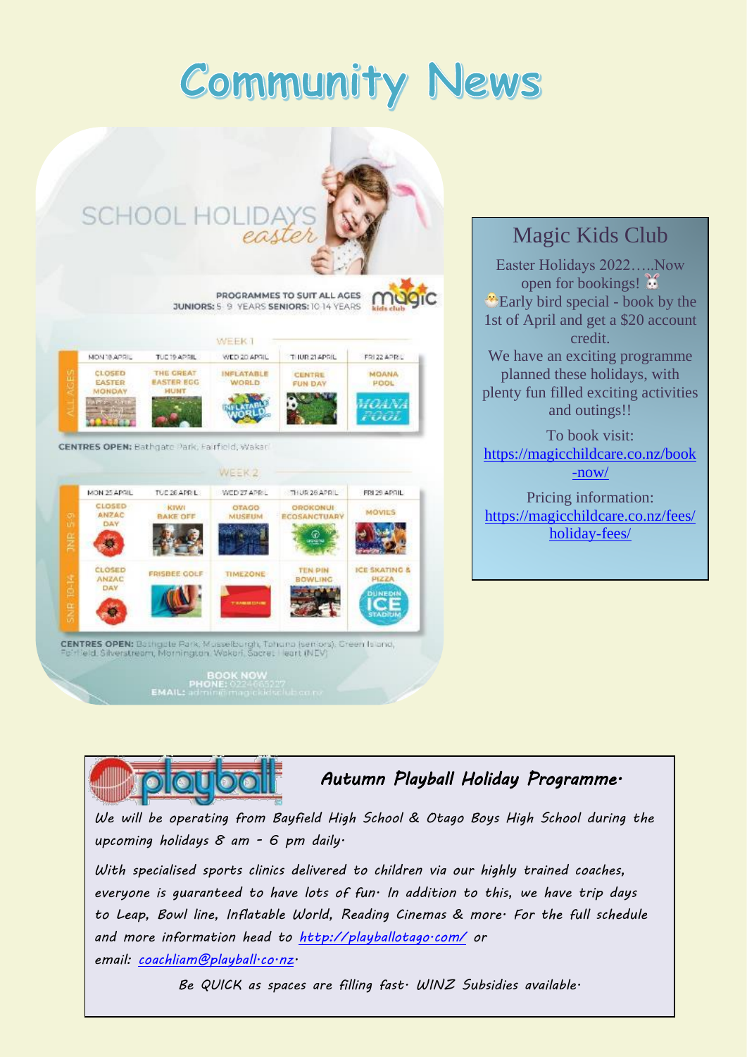# Community News

SCHOOL HOLIDAYS
*easter*

PROGRAMMES TO SUIT ALL AGES
JUNIORS: 5-9 YEARS SENIORS: 10-14 YEARS

WEEK 1

| | MON 18 APRIL | TUE 19 APRIL | WED 20 APRIL | THUR 21 APRIL | FRI 22 APRIL |
|---|---|---|---|---|---|
| ALL AGES | CLOSED EASTER MONDAY | THE GREAT EASTER EGG HUNT | INFLATABLE WORLD | CENTRE FUN DAY | MOANA POOL |

CENTRES OPEN: Bathgate Park, Fairfield, Wakari

WEEK 2

| | MON 25 APRIL | TUE 26 APRIL | WED 27 APRIL | THUR 28 APRIL | FRI 29 APRIL |
|---|---|---|---|---|---|
| JNR 5-9 | CLOSED ANZAC DAY | KIWI BAKE OFF | OTAGO MUSEUM | OROKONUI ECOSANCTUARY | MOVIES |
| SNR 10-14 | CLOSED ANZAC DAY | FRISBEE GOLF | TIMEZONE | TEN PIN BOWLING | ICE SKATING & PIZZA |

CENTRES OPEN: Bathgate Park, Musselburgh, Tahuna (seniors), Green Island, Fairfield, Silverstream, Mornington, Wakari, Sacred Heart (NEV)

BOOK NOW
PHONE: 0224663227
EMAIL: admin@magickidsclub.co.nz

## Magic Kids Club

Easter Holidays 2022…..Now open for bookings! 🐰
🐣Early bird special - book by the 1st of April and get a $20 account credit.
We have an exciting programme planned these holidays, with plenty fun filled exciting activities and outings!!

To book visit: https://magicchildcare.co.nz/book-now/

Pricing information: https://magicchildcare.co.nz/fees/holiday-fees/

## *Autumn Playball Holiday Programme.*

*We will be operating from Bayfield High School & Otago Boys High School during the upcoming holidays 8 am - 6 pm daily.*

*With specialised sports clinics delivered to children via our highly trained coaches, everyone is guaranteed to have lots of fun. In addition to this, we have trip days to Leap, Bowl line, Inflatable World, Reading Cinemas & more. For the full schedule and more information head to http://playballotago.com/ or email: coachliam@playball.co.nz.*

*Be QUICK as spaces are filling fast. WINZ Subsidies available.*